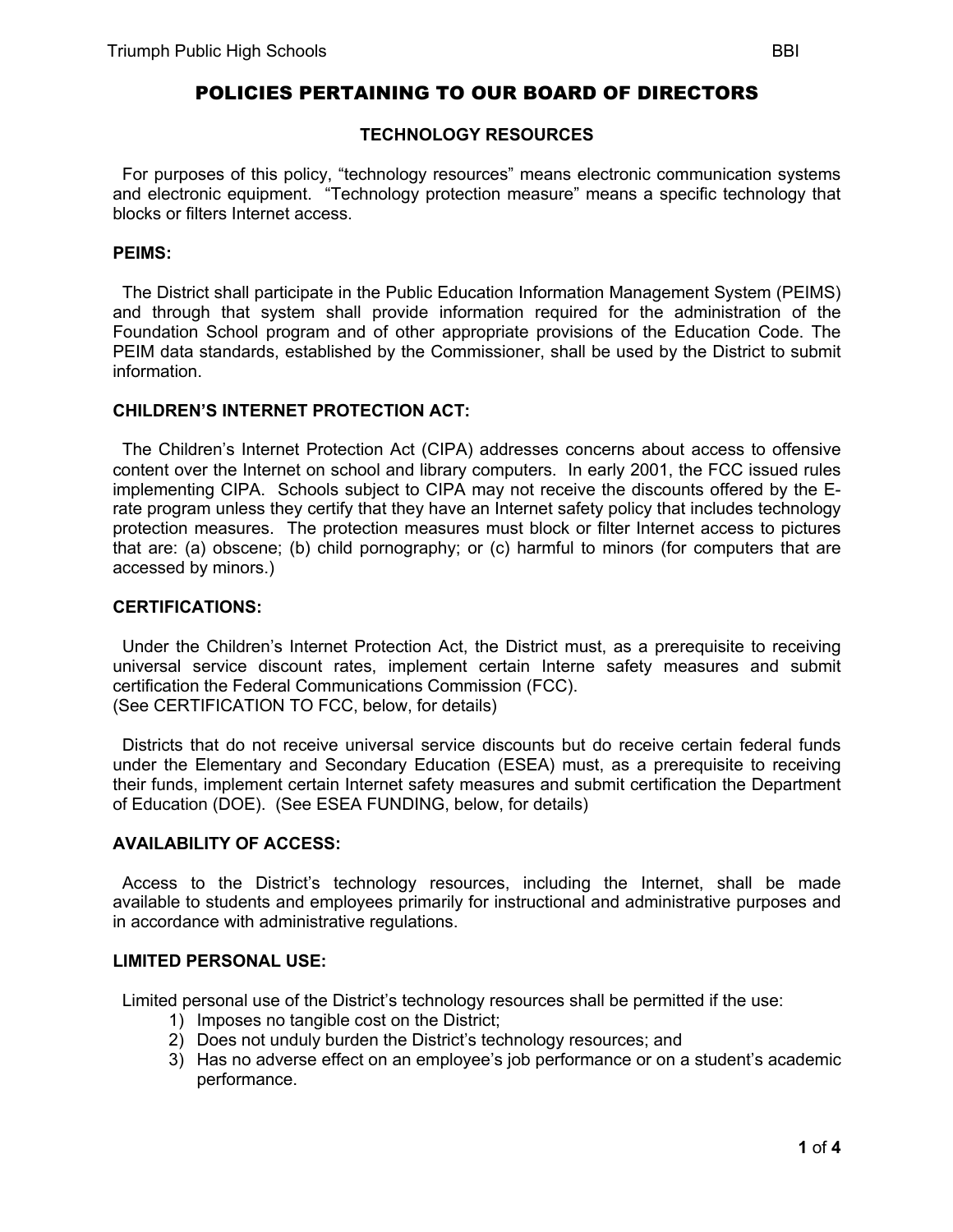# POLICIES PERTAINING TO OUR BOARD OF DIRECTORS

## TECHNOLOGY RESOURCES

For purposes of this policy, "technology resources" means electronic communication systems and electronic equipment. "Technology protection measure" means a specific technology that blocks or filters Internet access.

### PEIMS:

The District shall participate in the Public Education Information Management System (PEIMS) and through that system shall provide information required for the administration of the Foundation School program and of other appropriate provisions of the Education Code. The PEIM data standards, established by the Commissioner, shall be used by the District to submit information.

### CHILDREN'S INTERNET PROTECTION ACT:

The Children's Internet Protection Act (CIPA) addresses concerns about access to offensive content over the Internet on school and library computers. In early 2001, the FCC issued rules implementing CIPA. Schools subject to CIPA may not receive the discounts offered by the E-rate program unless they certify that they have an Internet safety policy that includes technology protection measures. The protection measures must block or filter Internet access to pictures that are: (a) obscene; (b) child pornography; or (c) harmful to minors (for computers that are accessed by minors.)

### CERTIFICATIONS:

Under the Children's Internet Protection Act, the District must, as a prerequisite to receiving universal service discount rates, implement certain Interne safety measures and submit certification the Federal Communications Commission (FCC).
(See CERTIFICATION TO FCC, below, for details)

Districts that do not receive universal service discounts but do receive certain federal funds under the Elementary and Secondary Education (ESEA) must, as a prerequisite to receiving their funds, implement certain Internet safety measures and submit certification the Department of Education (DOE). (See ESEA FUNDING, below, for details)

### AVAILABILITY OF ACCESS:

Access to the District's technology resources, including the Internet, shall be made available to students and employees primarily for instructional and administrative purposes and in accordance with administrative regulations.

### LIMITED PERSONAL USE:

Limited personal use of the District's technology resources shall be permitted if the use:

1) Imposes no tangible cost on the District;
2) Does not unduly burden the District's technology resources; and
3) Has no adverse effect on an employee's job performance or on a student's academic performance.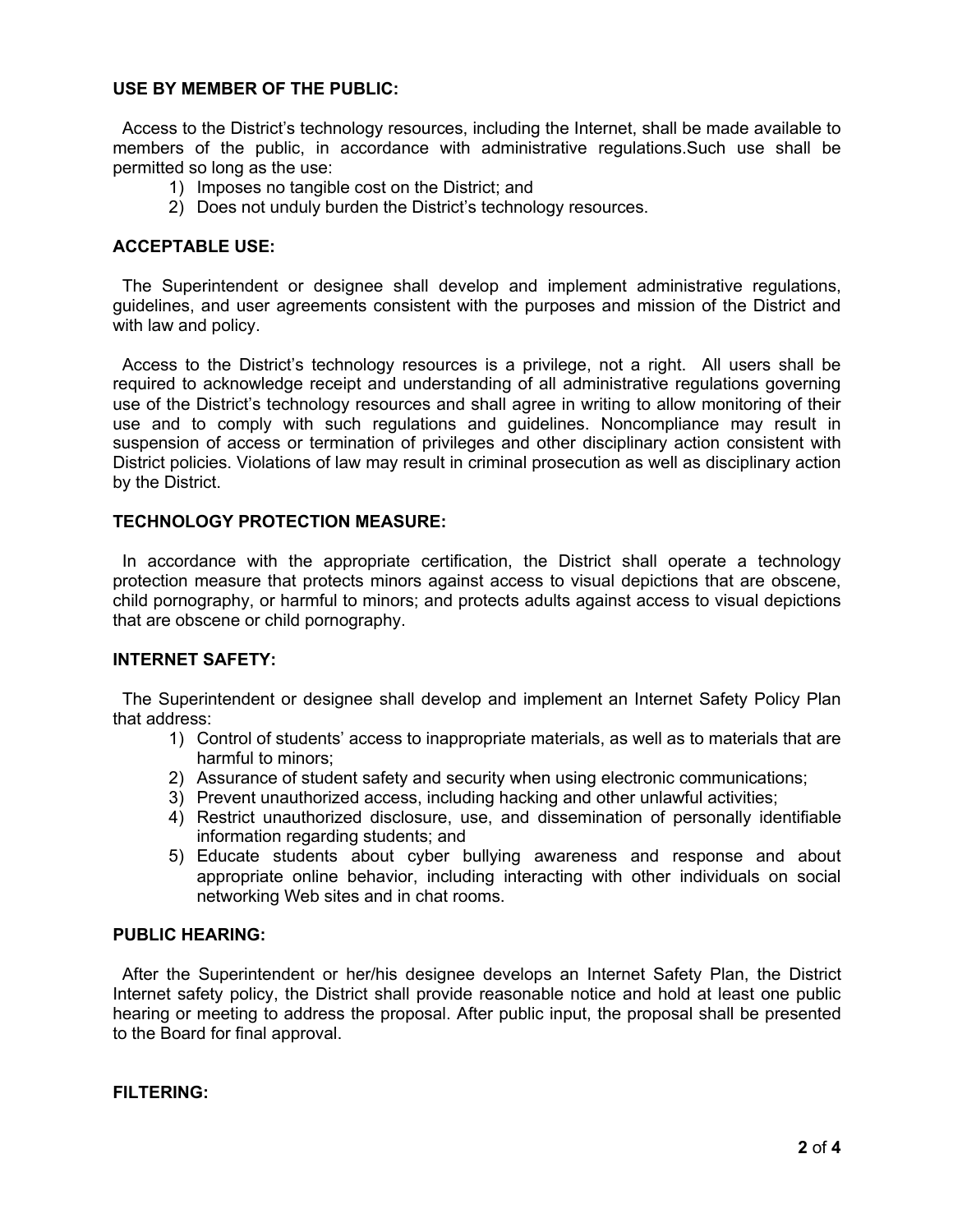**USE BY MEMBER OF THE PUBLIC:**

Access to the District's technology resources, including the Internet, shall be made available to members of the public, in accordance with administrative regulations.Such use shall be permitted so long as the use:

1) Imposes no tangible cost on the District; and
2) Does not unduly burden the District's technology resources.

**ACCEPTABLE USE:**

The Superintendent or designee shall develop and implement administrative regulations, guidelines, and user agreements consistent with the purposes and mission of the District and with law and policy.

Access to the District's technology resources is a privilege, not a right. All users shall be required to acknowledge receipt and understanding of all administrative regulations governing use of the District's technology resources and shall agree in writing to allow monitoring of their use and to comply with such regulations and guidelines. Noncompliance may result in suspension of access or termination of privileges and other disciplinary action consistent with District policies. Violations of law may result in criminal prosecution as well as disciplinary action by the District.

**TECHNOLOGY PROTECTION MEASURE:**

In accordance with the appropriate certification, the District shall operate a technology protection measure that protects minors against access to visual depictions that are obscene, child pornography, or harmful to minors; and protects adults against access to visual depictions that are obscene or child pornography.

**INTERNET SAFETY:**

The Superintendent or designee shall develop and implement an Internet Safety Policy Plan that address:

1) Control of students' access to inappropriate materials, as well as to materials that are harmful to minors;
2) Assurance of student safety and security when using electronic communications;
3) Prevent unauthorized access, including hacking and other unlawful activities;
4) Restrict unauthorized disclosure, use, and dissemination of personally identifiable information regarding students; and
5) Educate students about cyber bullying awareness and response and about appropriate online behavior, including interacting with other individuals on social networking Web sites and in chat rooms.

**PUBLIC HEARING:**

After the Superintendent or her/his designee develops an Internet Safety Plan, the District Internet safety policy, the District shall provide reasonable notice and hold at least one public hearing or meeting to address the proposal. After public input, the proposal shall be presented to the Board for final approval.

**FILTERING:**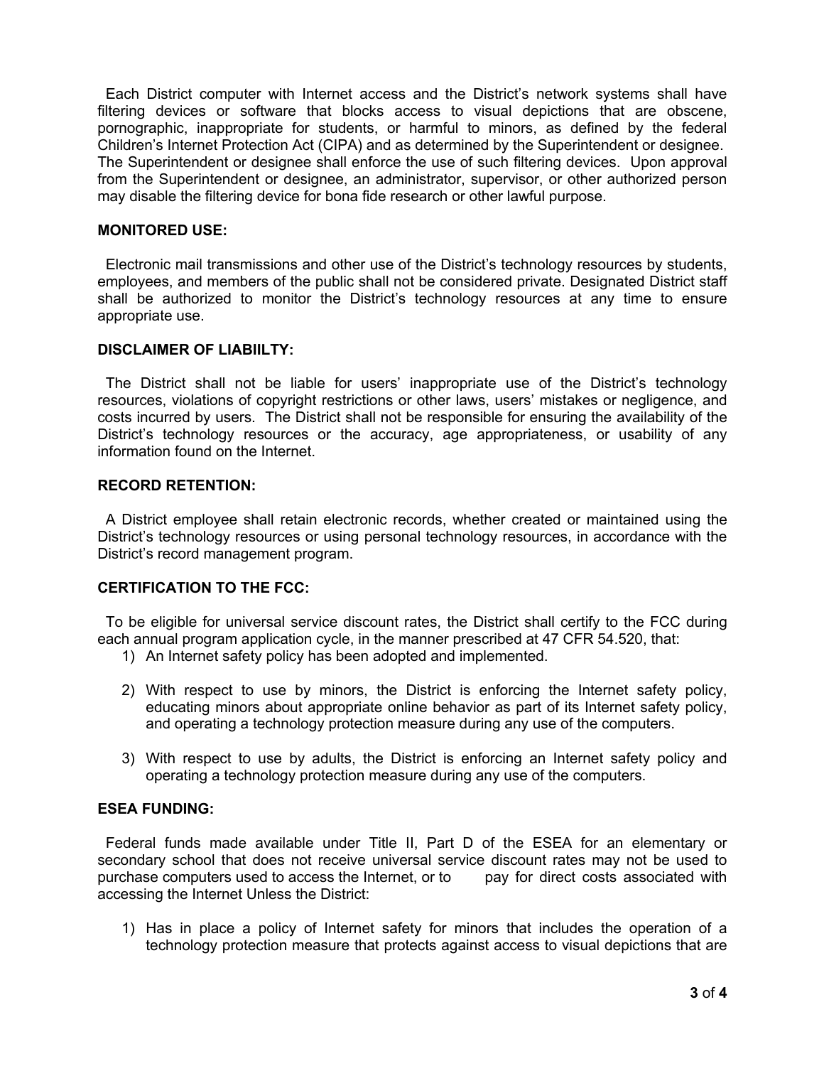Each District computer with Internet access and the District's network systems shall have filtering devices or software that blocks access to visual depictions that are obscene, pornographic, inappropriate for students, or harmful to minors, as defined by the federal Children's Internet Protection Act (CIPA) and as determined by the Superintendent or designee. The Superintendent or designee shall enforce the use of such filtering devices. Upon approval from the Superintendent or designee, an administrator, supervisor, or other authorized person may disable the filtering device for bona fide research or other lawful purpose.

**MONITORED USE:**

Electronic mail transmissions and other use of the District's technology resources by students, employees, and members of the public shall not be considered private. Designated District staff shall be authorized to monitor the District's technology resources at any time to ensure appropriate use.

**DISCLAIMER OF LIABIILTY:**

The District shall not be liable for users' inappropriate use of the District's technology resources, violations of copyright restrictions or other laws, users' mistakes or negligence, and costs incurred by users. The District shall not be responsible for ensuring the availability of the District's technology resources or the accuracy, age appropriateness, or usability of any information found on the Internet.

**RECORD RETENTION:**

A District employee shall retain electronic records, whether created or maintained using the District's technology resources or using personal technology resources, in accordance with the District's record management program.

**CERTIFICATION TO THE FCC:**

To be eligible for universal service discount rates, the District shall certify to the FCC during each annual program application cycle, in the manner prescribed at 47 CFR 54.520, that:

1) An Internet safety policy has been adopted and implemented.

2) With respect to use by minors, the District is enforcing the Internet safety policy, educating minors about appropriate online behavior as part of its Internet safety policy, and operating a technology protection measure during any use of the computers.

3) With respect to use by adults, the District is enforcing an Internet safety policy and operating a technology protection measure during any use of the computers.

**ESEA FUNDING:**

Federal funds made available under Title II, Part D of the ESEA for an elementary or secondary school that does not receive universal service discount rates may not be used to purchase computers used to access the Internet, or to pay for direct costs associated with accessing the Internet Unless the District:

1) Has in place a policy of Internet safety for minors that includes the operation of a technology protection measure that protects against access to visual depictions that are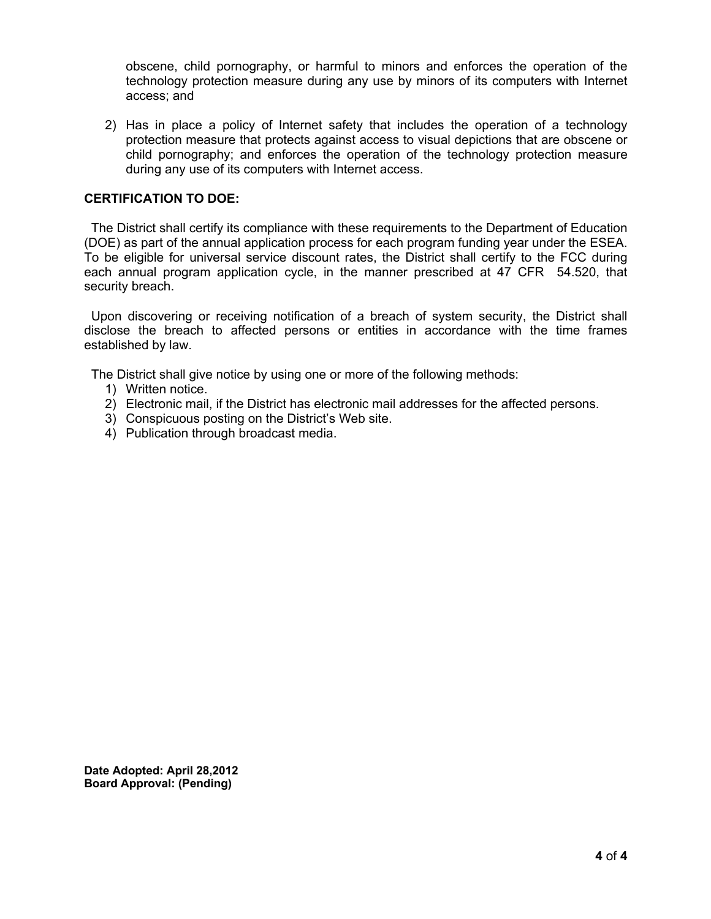obscene, child pornography, or harmful to minors and enforces the operation of the technology protection measure during any use by minors of its computers with Internet access; and

2) Has in place a policy of Internet safety that includes the operation of a technology protection measure that protects against access to visual depictions that are obscene or child pornography; and enforces the operation of the technology protection measure during any use of its computers with Internet access.

**CERTIFICATION TO DOE:**

The District shall certify its compliance with these requirements to the Department of Education (DOE) as part of the annual application process for each program funding year under the ESEA. To be eligible for universal service discount rates, the District shall certify to the FCC during each annual program application cycle, in the manner prescribed at 47 CFR 54.520, that security breach.

Upon discovering or receiving notification of a breach of system security, the District shall disclose the breach to affected persons or entities in accordance with the time frames established by law.

The District shall give notice by using one or more of the following methods:

1) Written notice.
2) Electronic mail, if the District has electronic mail addresses for the affected persons.
3) Conspicuous posting on the District's Web site.
4) Publication through broadcast media.

**Date Adopted: April 28,2012**
**Board Approval: (Pending)**